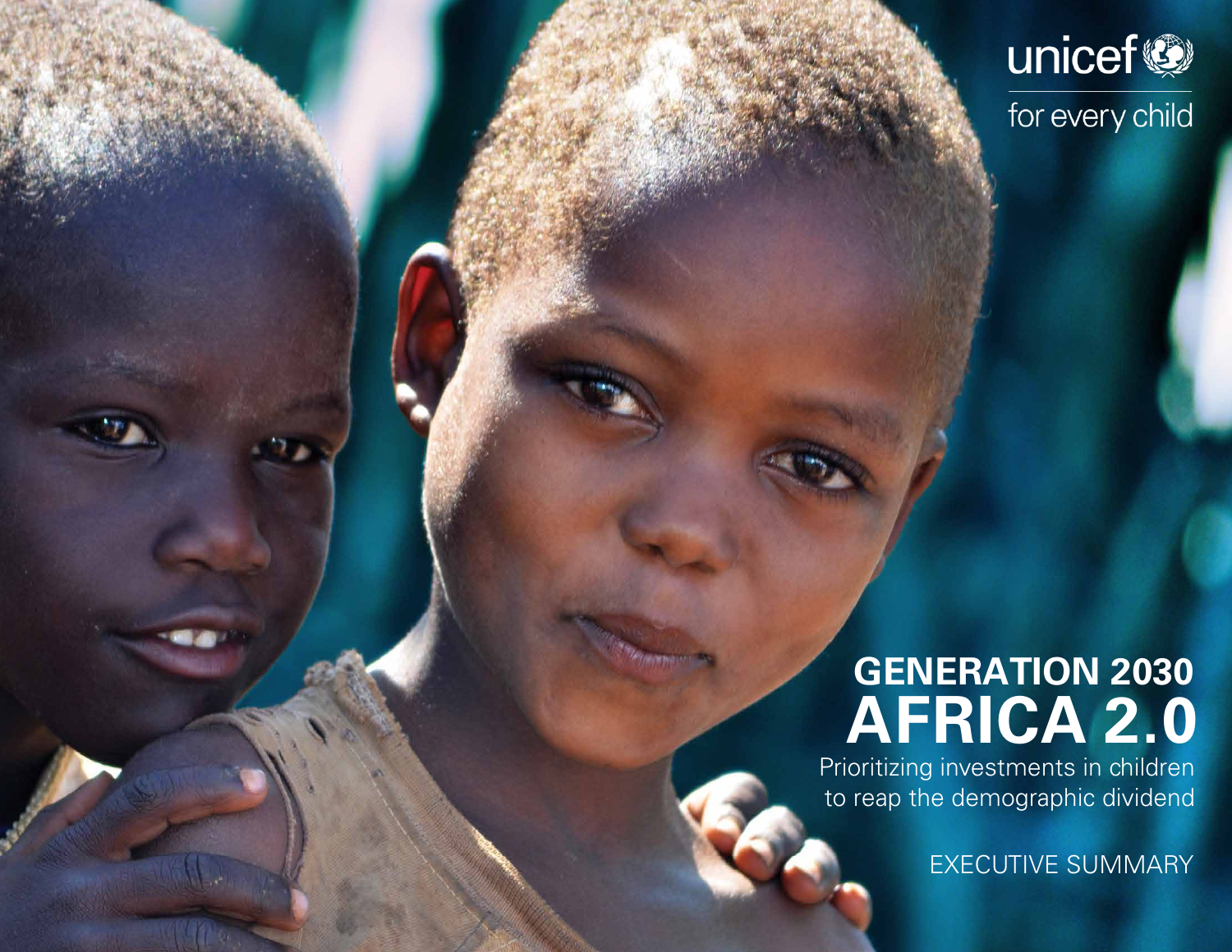unicef
for every child

# GENERATION 2030
# AFRICA 2.0

Prioritizing investments in children to reap the demographic dividend

EXECUTIVE SUMMARY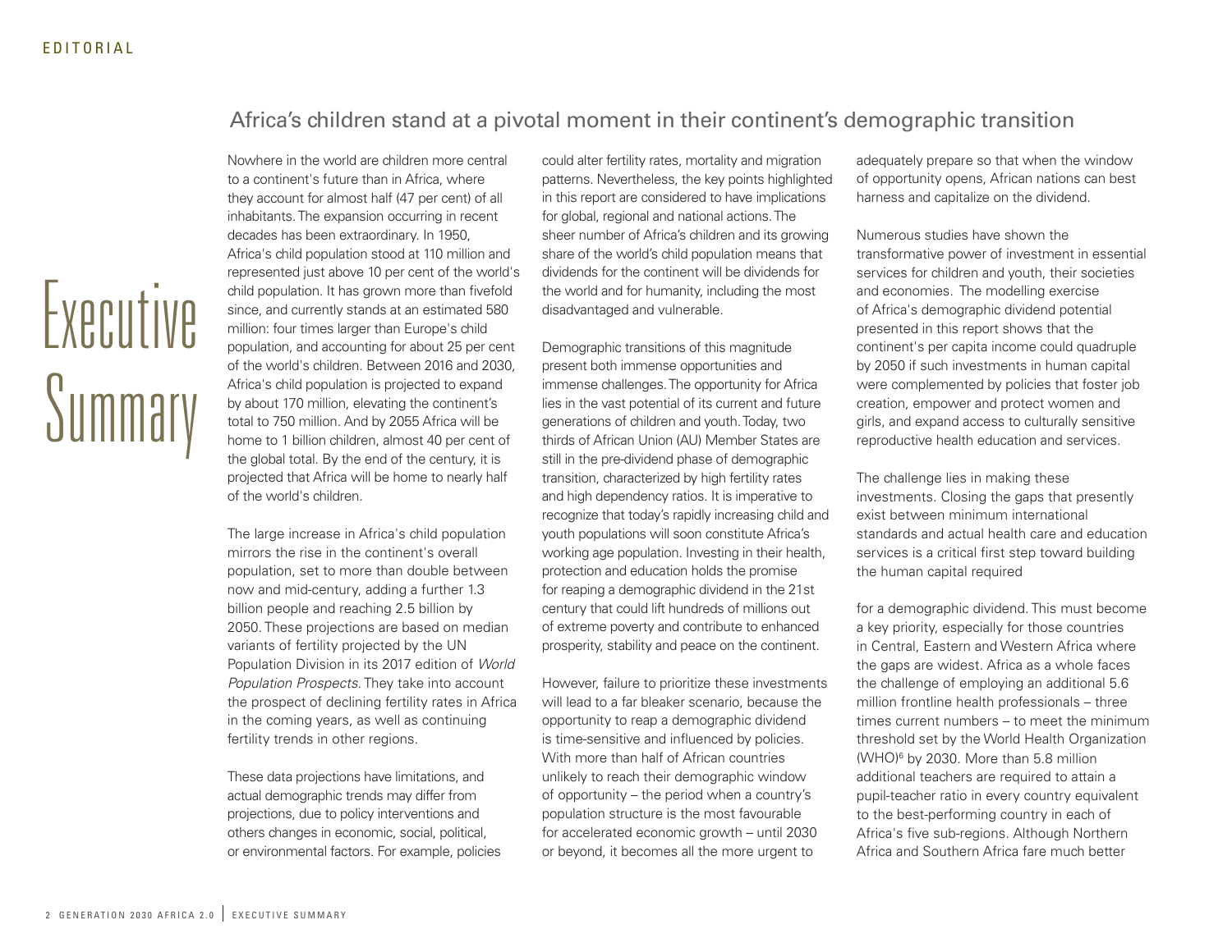EDITORIAL

# Executive Summary

## Africa's children stand at a pivotal moment in their continent's demographic transition

Nowhere in the world are children more central to a continent's future than in Africa, where they account for almost half (47 per cent) of all inhabitants. The expansion occurring in recent decades has been extraordinary. In 1950, Africa's child population stood at 110 million and represented just above 10 per cent of the world's child population. It has grown more than fivefold since, and currently stands at an estimated 580 million: four times larger than Europe's child population, and accounting for about 25 per cent of the world's children. Between 2016 and 2030, Africa's child population is projected to expand by about 170 million, elevating the continent's total to 750 million. And by 2055 Africa will be home to 1 billion children, almost 40 per cent of the global total. By the end of the century, it is projected that Africa will be home to nearly half of the world's children.

The large increase in Africa's child population mirrors the rise in the continent's overall population, set to more than double between now and mid-century, adding a further 1.3 billion people and reaching 2.5 billion by 2050. These projections are based on median variants of fertility projected by the UN Population Division in its 2017 edition of *World Population Prospects*. They take into account the prospect of declining fertility rates in Africa in the coming years, as well as continuing fertility trends in other regions.

These data projections have limitations, and actual demographic trends may differ from projections, due to policy interventions and others changes in economic, social, political, or environmental factors. For example, policies could alter fertility rates, mortality and migration patterns. Nevertheless, the key points highlighted in this report are considered to have implications for global, regional and national actions. The sheer number of Africa's children and its growing share of the world's child population means that dividends for the continent will be dividends for the world and for humanity, including the most disadvantaged and vulnerable.

Demographic transitions of this magnitude present both immense opportunities and immense challenges. The opportunity for Africa lies in the vast potential of its current and future generations of children and youth. Today, two thirds of African Union (AU) Member States are still in the pre-dividend phase of demographic transition, characterized by high fertility rates and high dependency ratios. It is imperative to recognize that today's rapidly increasing child and youth populations will soon constitute Africa's working age population. Investing in their health, protection and education holds the promise for reaping a demographic dividend in the 21st century that could lift hundreds of millions out of extreme poverty and contribute to enhanced prosperity, stability and peace on the continent.

However, failure to prioritize these investments will lead to a far bleaker scenario, because the opportunity to reap a demographic dividend is time-sensitive and influenced by policies. With more than half of African countries unlikely to reach their demographic window of opportunity – the period when a country's population structure is the most favourable for accelerated economic growth – until 2030 or beyond, it becomes all the more urgent to adequately prepare so that when the window of opportunity opens, African nations can best harness and capitalize on the dividend.

Numerous studies have shown the transformative power of investment in essential services for children and youth, their societies and economies. The modelling exercise of Africa's demographic dividend potential presented in this report shows that the continent's per capita income could quadruple by 2050 if such investments in human capital were complemented by policies that foster job creation, empower and protect women and girls, and expand access to culturally sensitive reproductive health education and services.

The challenge lies in making these investments. Closing the gaps that presently exist between minimum international standards and actual health care and education services is a critical first step toward building the human capital required for a demographic dividend. This must become a key priority, especially for those countries in Central, Eastern and Western Africa where the gaps are widest. Africa as a whole faces the challenge of employing an additional 5.6 million frontline health professionals – three times current numbers – to meet the minimum threshold set by the World Health Organization (WHO)[6] by 2030. More than 5.8 million additional teachers are required to attain a pupil-teacher ratio in every country equivalent to the best-performing country in each of Africa's five sub-regions. Although Northern Africa and Southern Africa fare much better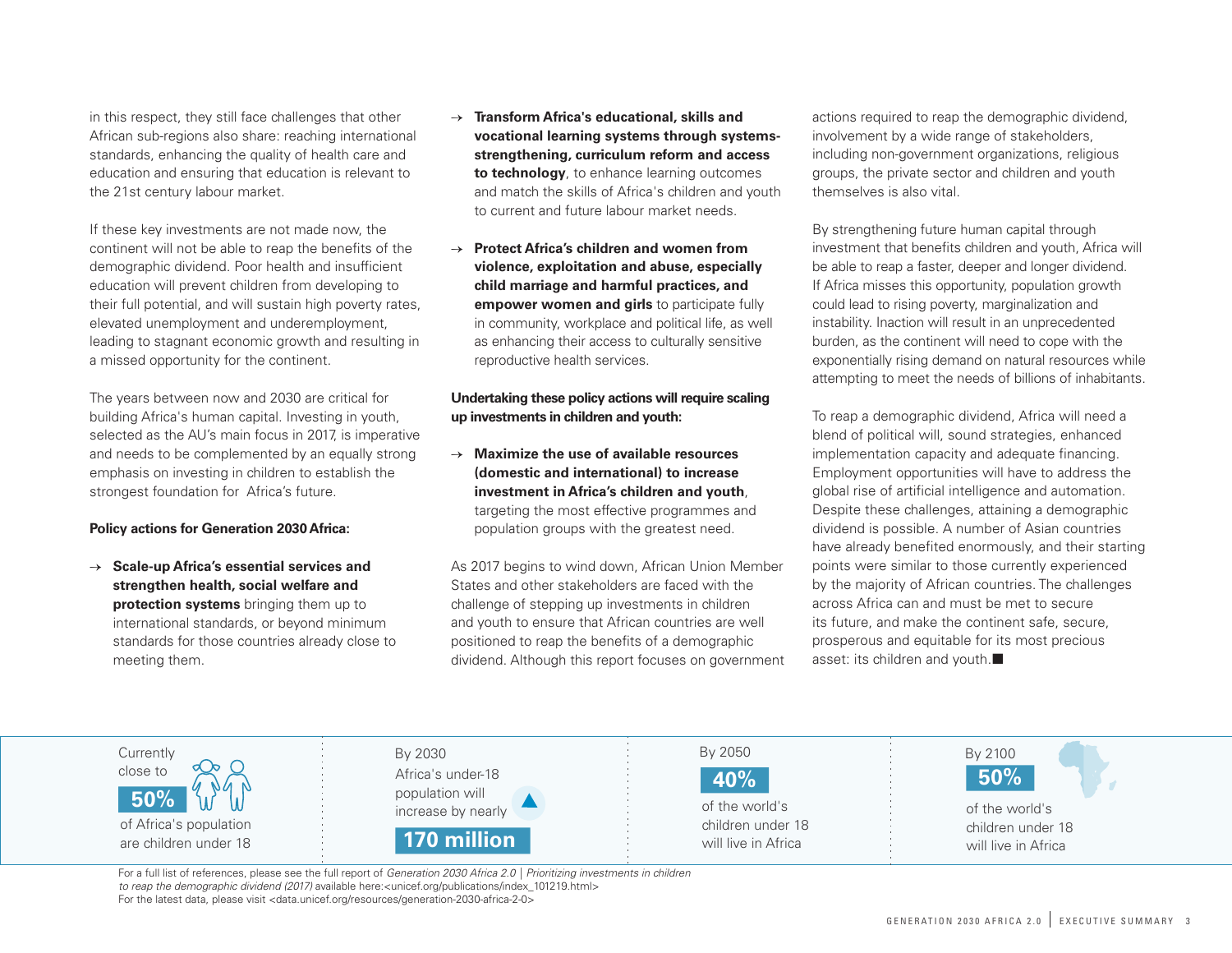in this respect, they still face challenges that other African sub-regions also share: reaching international standards, enhancing the quality of health care and education and ensuring that education is relevant to the 21st century labour market.

If these key investments are not made now, the continent will not be able to reap the benefits of the demographic dividend. Poor health and insufficient education will prevent children from developing to their full potential, and will sustain high poverty rates, elevated unemployment and underemployment, leading to stagnant economic growth and resulting in a missed opportunity for the continent.

The years between now and 2030 are critical for building Africa's human capital. Investing in youth, selected as the AU's main focus in 2017, is imperative and needs to be complemented by an equally strong emphasis on investing in children to establish the strongest foundation for Africa's future.

**Policy actions for Generation 2030 Africa:**

- → **Scale-up Africa's essential services and strengthen health, social welfare and protection systems** bringing them up to international standards, or beyond minimum standards for those countries already close to meeting them.
- → **Transform Africa's educational, skills and vocational learning systems through systems-strengthening, curriculum reform and access to technology**, to enhance learning outcomes and match the skills of Africa's children and youth to current and future labour market needs.
- → **Protect Africa's children and women from violence, exploitation and abuse, especially child marriage and harmful practices, and empower women and girls** to participate fully in community, workplace and political life, as well as enhancing their access to culturally sensitive reproductive health services.

**Undertaking these policy actions will require scaling up investments in children and youth:**

- → **Maximize the use of available resources (domestic and international) to increase investment in Africa's children and youth**, targeting the most effective programmes and population groups with the greatest need.

As 2017 begins to wind down, African Union Member States and other stakeholders are faced with the challenge of stepping up investments in children and youth to ensure that African countries are well positioned to reap the benefits of a demographic dividend. Although this report focuses on government actions required to reap the demographic dividend, involvement by a wide range of stakeholders, including non-government organizations, religious groups, the private sector and children and youth themselves is also vital.

By strengthening future human capital through investment that benefits children and youth, Africa will be able to reap a faster, deeper and longer dividend. If Africa misses this opportunity, population growth could lead to rising poverty, marginalization and instability. Inaction will result in an unprecedented burden, as the continent will need to cope with the exponentially rising demand on natural resources while attempting to meet the needs of billions of inhabitants.

To reap a demographic dividend, Africa will need a blend of political will, sound strategies, enhanced implementation capacity and adequate financing. Employment opportunities will have to address the global rise of artificial intelligence and automation. Despite these challenges, attaining a demographic dividend is possible. A number of Asian countries have already benefited enormously, and their starting points were similar to those currently experienced by the majority of African countries. The challenges across Africa can and must be met to secure its future, and make the continent safe, secure, prosperous and equitable for its most precious asset: its children and youth.■

Currently close to **50%** of Africa's population are children under 18

By 2030 Africa's under-18 population will increase by nearly **170 million**

By 2050 **40%** of the world's children under 18 will live in Africa

By 2100 **50%** of the world's children under 18 will live in Africa

For a full list of references, please see the full report of *Generation 2030 Africa 2.0 | Prioritizing investments in children to reap the demographic dividend (2017)* available here:<unicef.org/publications/index_101219.html>
For the latest data, please visit <data.unicef.org/resources/generation-2030-africa-2-0>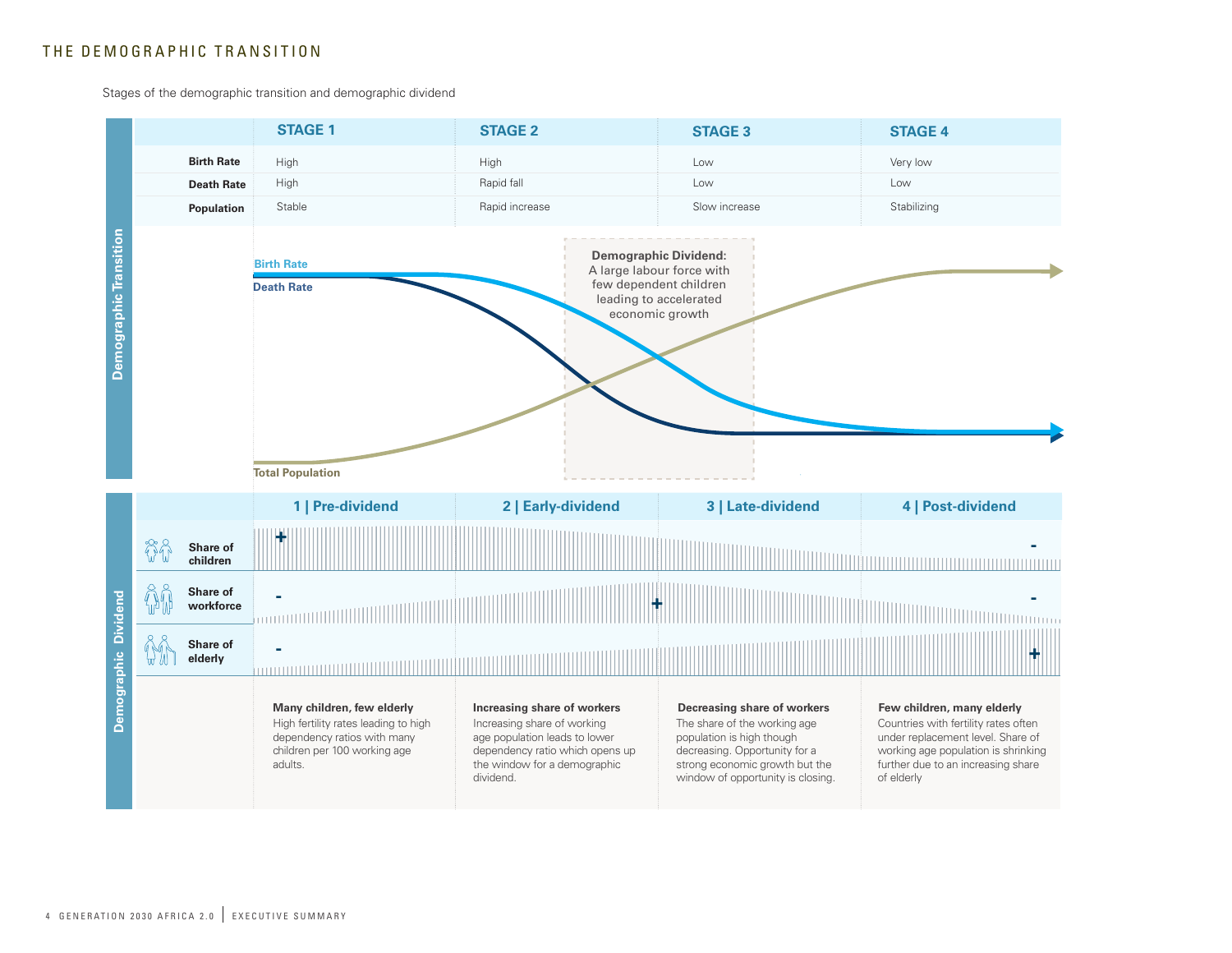## THE DEMOGRAPHIC TRANSITION

Stages of the demographic transition and demographic dividend

**Demographic Transition**

| | STAGE 1 | STAGE 2 | STAGE 3 | STAGE 4 |
|---|---|---|---|---|
| **Birth Rate** | High | High | Low | Very low |
| **Death Rate** | High | Rapid fall | Low | Low |
| **Population** | Stable | Rapid increase | Slow increase | Stabilizing |

Birth Rate

Death Rate

Total Population

**Demographic Dividend:** A large labour force with few dependent children leading to accelerated economic growth

**Demographic Dividend**

| | 1 \| Pre-dividend | 2 \| Early-dividend | 3 \| Late-dividend | 4 \| Post-dividend |
|---|---|---|---|---|
| **Share of children** | + | | | - |
| **Share of workforce** | - | | + | - |
| **Share of elderly** | - | | | + |

**Many children, few elderly**
High fertility rates leading to high dependency ratios with many children per 100 working age adults.

**Increasing share of workers**
Increasing share of working age population leads to lower dependency ratio which opens up the window for a demographic dividend.

**Decreasing share of workers**
The share of the working age population is high though decreasing. Opportunity for a strong economic growth but the window of opportunity is closing.

**Few children, many elderly**
Countries with fertility rates often under replacement level. Share of working age population is shrinking further due to an increasing share of elderly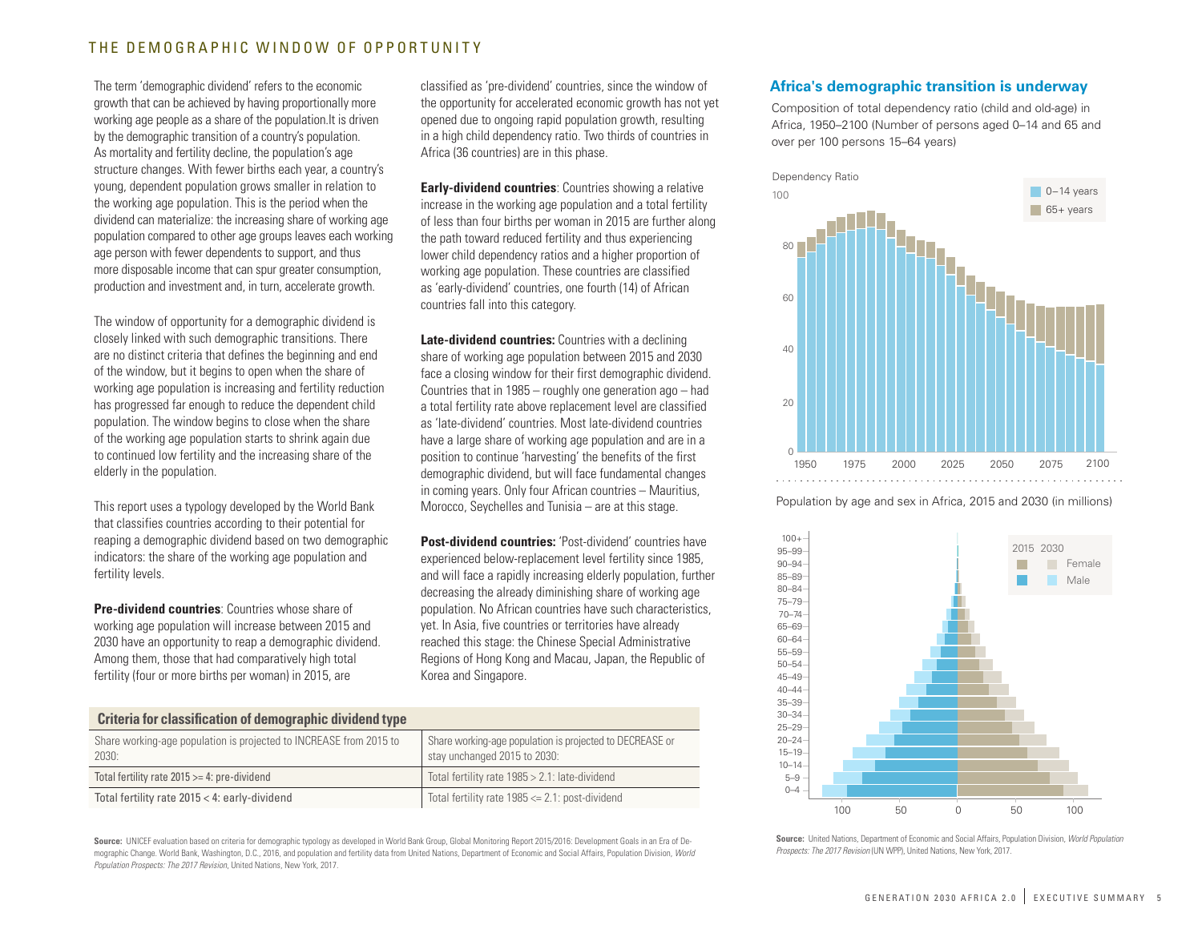## THE DEMOGRAPHIC WINDOW OF OPPORTUNITY

The term 'demographic dividend' refers to the economic growth that can be achieved by having proportionally more working age people as a share of the population.It is driven by the demographic transition of a country's population. As mortality and fertility decline, the population's age structure changes. With fewer births each year, a country's young, dependent population grows smaller in relation to the working age population. This is the period when the dividend can materialize: the increasing share of working age population compared to other age groups leaves each working age person with fewer dependents to support, and thus more disposable income that can spur greater consumption, production and investment and, in turn, accelerate growth.

The window of opportunity for a demographic dividend is closely linked with such demographic transitions. There are no distinct criteria that defines the beginning and end of the window, but it begins to open when the share of working age population is increasing and fertility reduction has progressed far enough to reduce the dependent child population. The window begins to close when the share of the working age population starts to shrink again due to continued low fertility and the increasing share of the elderly in the population.

This report uses a typology developed by the World Bank that classifies countries according to their potential for reaping a demographic dividend based on two demographic indicators: the share of the working age population and fertility levels.

**Pre-dividend countries**: Countries whose share of working age population will increase between 2015 and 2030 have an opportunity to reap a demographic dividend. Among them, those that had comparatively high total fertility (four or more births per woman) in 2015, are classified as 'pre-dividend' countries, since the window of the opportunity for accelerated economic growth has not yet opened due to ongoing rapid population growth, resulting in a high child dependency ratio. Two thirds of countries in Africa (36 countries) are in this phase.

**Early-dividend countries**: Countries showing a relative increase in the working age population and a total fertility of less than four births per woman in 2015 are further along the path toward reduced fertility and thus experiencing lower child dependency ratios and a higher proportion of working age population. These countries are classified as 'early-dividend' countries, one fourth (14) of African countries fall into this category.

**Late-dividend countries:** Countries with a declining share of working age population between 2015 and 2030 face a closing window for their first demographic dividend. Countries that in 1985 – roughly one generation ago – had a total fertility rate above replacement level are classified as 'late-dividend' countries. Most late-dividend countries have a large share of working age population and are in a position to continue 'harvesting' the benefits of the first demographic dividend, but will face fundamental changes in coming years. Only four African countries – Mauritius, Morocco, Seychelles and Tunisia – are at this stage.

**Post-dividend countries:** 'Post-dividend' countries have experienced below-replacement level fertility since 1985, and will face a rapidly increasing elderly population, further decreasing the already diminishing share of working age population. No African countries have such characteristics, yet. In Asia, five countries or territories have already reached this stage: the Chinese Special Administrative Regions of Hong Kong and Macau, Japan, the Republic of Korea and Singapore.

**Criteria for classification of demographic dividend type**

| Share working-age population is projected to INCREASE from 2015 to 2030: | Share working-age population is projected to DECREASE or stay unchanged 2015 to 2030: |
|---|---|
| Total fertility rate 2015 >= 4: pre-dividend | Total fertility rate 1985 > 2.1: late-dividend |
| Total fertility rate 2015 < 4: early-dividend | Total fertility rate 1985 <= 2.1: post-dividend |

**Source:** UNICEF evaluation based on criteria for demographic typology as developed in World Bank Group, Global Monitoring Report 2015/2016: Development Goals in an Era of Demographic Change. World Bank, Washington, D.C., 2016, and population and fertility data from United Nations, Department of Economic and Social Affairs, Population Division, *World Population Prospects: The 2017 Revision*, United Nations, New York, 2017.

### Africa's demographic transition is underway

Composition of total dependency ratio (child and old-age) in Africa, 1950–2100 (Number of persons aged 0–14 and 65 and over per 100 persons 15–64 years)

Population by age and sex in Africa, 2015 and 2030 (in millions)

**Source:** United Nations, Department of Economic and Social Affairs, Population Division, *World Population Prospects: The 2017 Revision* (UN WPP), United Nations, New York, 2017.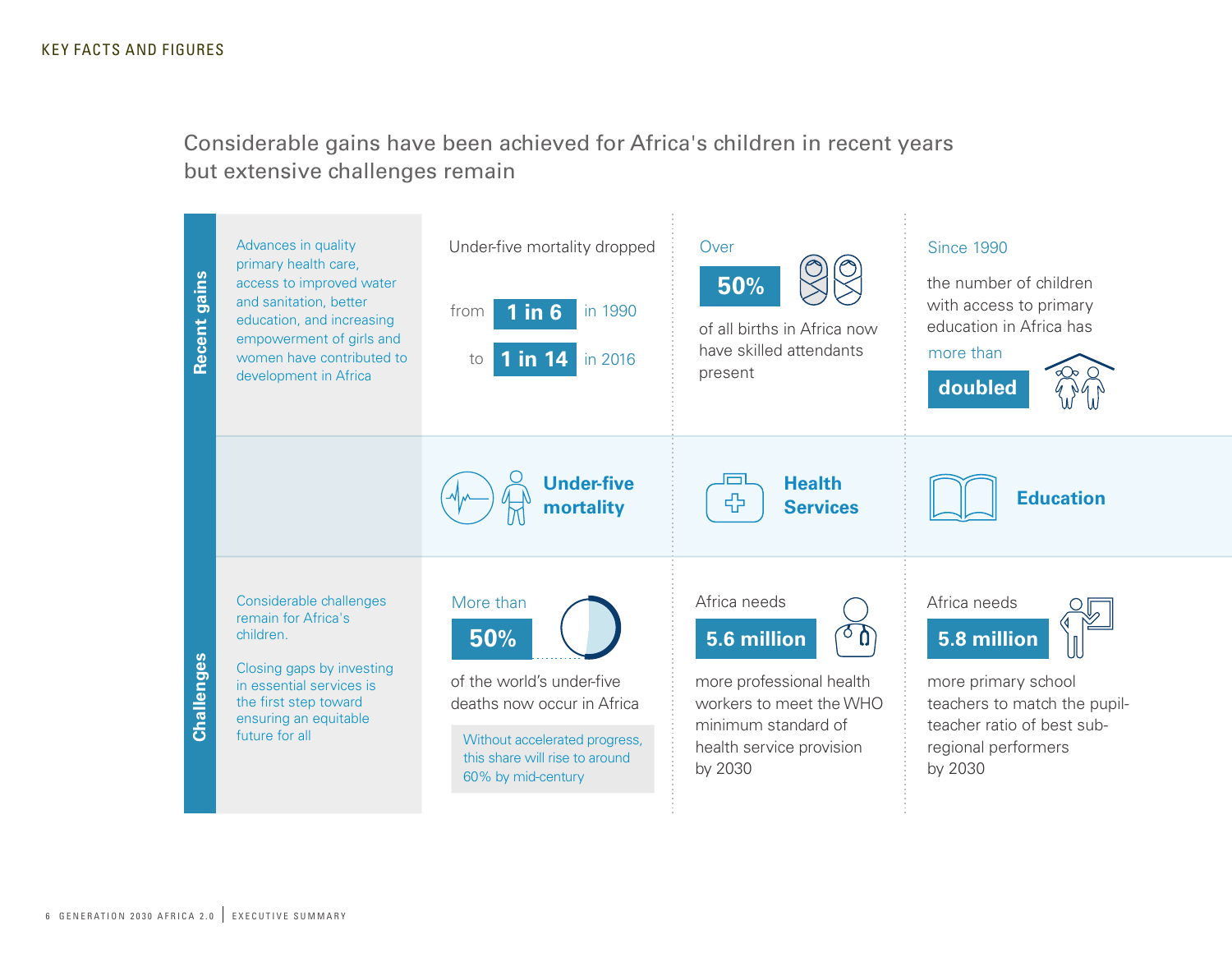KEY FACTS AND FIGURES

## Considerable gains have been achieved for Africa's children in recent years but extensive challenges remain

### Recent gains

Advances in quality primary health care, access to improved water and sanitation, better education, and increasing empowerment of girls and women have contributed to development in Africa

**Under-five mortality**

Under-five mortality dropped

from **1 in 6** in 1990

to **1 in 14** in 2016

**Health Services**

Over **50%** of all births in Africa now have skilled attendants present

**Education**

Since 1990 the number of children with access to primary education in Africa has more than **doubled**

### Challenges

Considerable challenges remain for Africa's children.

Closing gaps by investing in essential services is the first step toward ensuring an equitable future for all

**Under-five mortality**

More than **50%** of the world's under-five deaths now occur in Africa

Without accelerated progress, this share will rise to around 60% by mid-century

**Health Services**

Africa needs **5.6 million** more professional health workers to meet the WHO minimum standard of health service provision by 2030

**Education**

Africa needs **5.8 million** more primary school teachers to match the pupil-teacher ratio of best sub-regional performers by 2030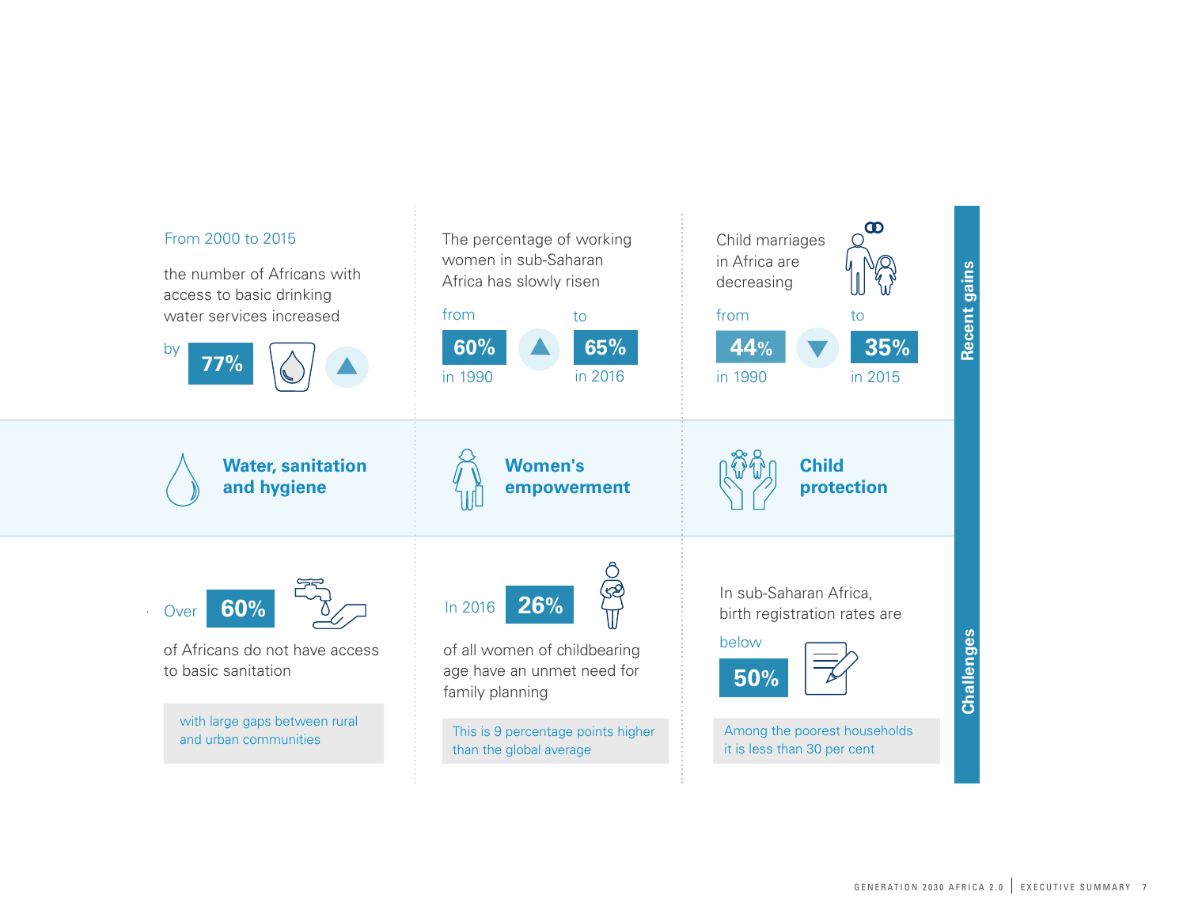## Recent gains

### Water, sanitation and hygiene

From 2000 to 2015

the number of Africans with access to basic drinking water services increased

by **77%**

### Women's empowerment

The percentage of working women in sub-Saharan Africa has slowly risen

from **60%** in 1990

to **65%** in 2016

### Child protection

Child marriages in Africa are decreasing

from **44%** in 1990

to **35%** in 2015

## Challenges

### Water, sanitation and hygiene

Over **60%**

of Africans do not have access to basic sanitation

with large gaps between rural and urban communities

### Women's empowerment

In 2016 **26%**

of all women of childbearing age have an unmet need for family planning

This is 9 percentage points higher than the global average

### Child protection

In sub-Saharan Africa, birth registration rates are

below **50%**

Among the poorest households it is less than 30 per cent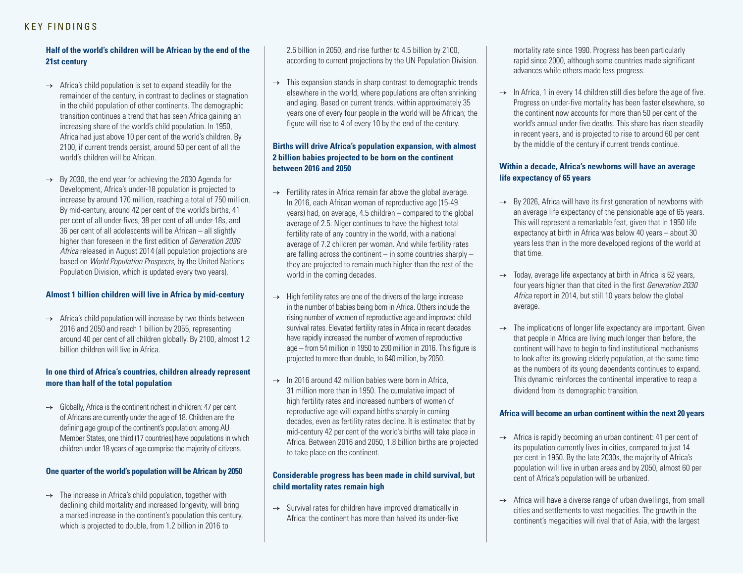# KEY FINDINGS

**Half of the world's children will be African by the end of the 21st century**

→ Africa's child population is set to expand steadily for the remainder of the century, in contrast to declines or stagnation in the child population of other continents. The demographic transition continues a trend that has seen Africa gaining an increasing share of the world's child population. In 1950, Africa had just above 10 per cent of the world's children. By 2100, if current trends persist, around 50 per cent of all the world's children will be African.

→ By 2030, the end year for achieving the 2030 Agenda for Development, Africa's under-18 population is projected to increase by around 170 million, reaching a total of 750 million. By mid-century, around 42 per cent of the world's births, 41 per cent of all under-fives, 38 per cent of all under-18s, and 36 per cent of all adolescents will be African – all slightly higher than foreseen in the first edition of *Generation 2030 Africa* released in August 2014 (all population projections are based on *World Population Prospects*, by the United Nations Population Division, which is updated every two years).

**Almost 1 billion children will live in Africa by mid-century**

→ Africa's child population will increase by two thirds between 2016 and 2050 and reach 1 billion by 2055, representing around 40 per cent of all children globally. By 2100, almost 1.2 billion children will live in Africa.

**In one third of Africa's countries, children already represent more than half of the total population**

→ Globally, Africa is the continent richest in children: 47 per cent of Africans are currently under the age of 18. Children are the defining age group of the continent's population: among AU Member States, one third (17 countries) have populations in which children under 18 years of age comprise the majority of citizens.

**One quarter of the world's population will be African by 2050**

→ The increase in Africa's child population, together with declining child mortality and increased longevity, will bring a marked increase in the continent's population this century, which is projected to double, from 1.2 billion in 2016 to 2.5 billion in 2050, and rise further to 4.5 billion by 2100, according to current projections by the UN Population Division.

→ This expansion stands in sharp contrast to demographic trends elsewhere in the world, where populations are often shrinking and aging. Based on current trends, within approximately 35 years one of every four people in the world will be African; the figure will rise to 4 of every 10 by the end of the century.

**Births will drive Africa's population expansion, with almost 2 billion babies projected to be born on the continent between 2016 and 2050**

→ Fertility rates in Africa remain far above the global average. In 2016, each African woman of reproductive age (15-49 years) had, on average, 4.5 children – compared to the global average of 2.5. Niger continues to have the highest total fertility rate of any country in the world, with a national average of 7.2 children per woman. And while fertility rates are falling across the continent – in some countries sharply – they are projected to remain much higher than the rest of the world in the coming decades.

→ High fertility rates are one of the drivers of the large increase in the number of babies being born in Africa. Others include the rising number of women of reproductive age and improved child survival rates. Elevated fertility rates in Africa in recent decades have rapidly increased the number of women of reproductive age – from 54 million in 1950 to 290 million in 2016. This figure is projected to more than double, to 640 million, by 2050.

→ In 2016 around 42 million babies were born in Africa, 31 million more than in 1950. The cumulative impact of high fertility rates and increased numbers of women of reproductive age will expand births sharply in coming decades, even as fertility rates decline. It is estimated that by mid-century 42 per cent of the world's births will take place in Africa. Between 2016 and 2050, 1.8 billion births are projected to take place on the continent.

**Considerable progress has been made in child survival, but child mortality rates remain high**

→ Survival rates for children have improved dramatically in Africa: the continent has more than halved its under-five mortality rate since 1990. Progress has been particularly rapid since 2000, although some countries made significant advances while others made less progress.

→ In Africa, 1 in every 14 children still dies before the age of five. Progress on under-five mortality has been faster elsewhere, so the continent now accounts for more than 50 per cent of the world's annual under-five deaths. This share has risen steadily in recent years, and is projected to rise to around 60 per cent by the middle of the century if current trends continue.

**Within a decade, Africa's newborns will have an average life expectancy of 65 years**

→ By 2026, Africa will have its first generation of newborns with an average life expectancy of the pensionable age of 65 years. This will represent a remarkable feat, given that in 1950 life expectancy at birth in Africa was below 40 years – about 30 years less than in the more developed regions of the world at that time.

→ Today, average life expectancy at birth in Africa is 62 years, four years higher than that cited in the first *Generation 2030 Africa* report in 2014, but still 10 years below the global average.

→ The implications of longer life expectancy are important. Given that people in Africa are living much longer than before, the continent will have to begin to find institutional mechanisms to look after its growing elderly population, at the same time as the numbers of its young dependents continues to expand. This dynamic reinforces the continental imperative to reap a dividend from its demographic transition.

**Africa will become an urban continent within the next 20 years**

→ Africa is rapidly becoming an urban continent: 41 per cent of its population currently lives in cities, compared to just 14 per cent in 1950. By the late 2030s, the majority of Africa's population will live in urban areas and by 2050, almost 60 per cent of Africa's population will be urbanized.

→ Africa will have a diverse range of urban dwellings, from small cities and settlements to vast megacities. The growth in the continent's megacities will rival that of Asia, with the largest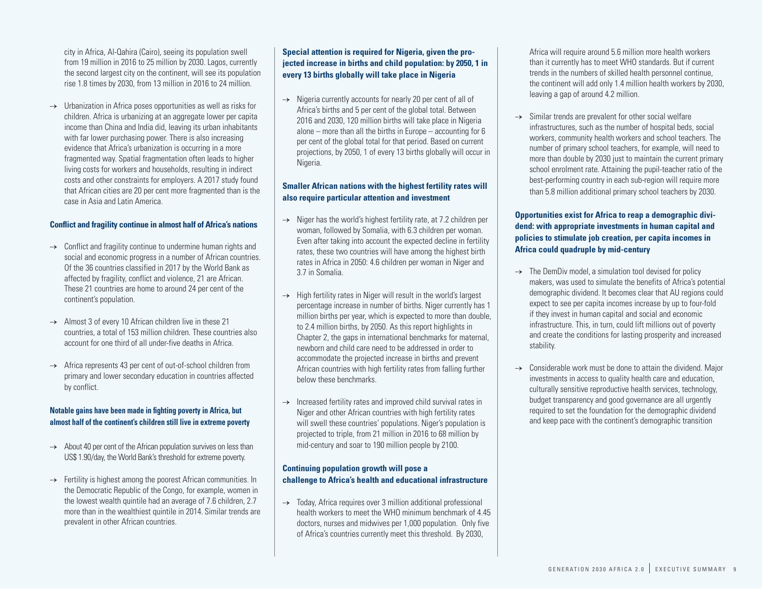city in Africa, Al-Qahira (Cairo), seeing its population swell from 19 million in 2016 to 25 million by 2030. Lagos, currently the second largest city on the continent, will see its population rise 1.8 times by 2030, from 13 million in 2016 to 24 million.

- → Urbanization in Africa poses opportunities as well as risks for children. Africa is urbanizing at an aggregate lower per capita income than China and India did, leaving its urban inhabitants with far lower purchasing power. There is also increasing evidence that Africa's urbanization is occurring in a more fragmented way. Spatial fragmentation often leads to higher living costs for workers and households, resulting in indirect costs and other constraints for employers. A 2017 study found that African cities are 20 per cent more fragmented than is the case in Asia and Latin America.

**Conflict and fragility continue in almost half of Africa's nations**

- → Conflict and fragility continue to undermine human rights and social and economic progress in a number of African countries. Of the 36 countries classified in 2017 by the World Bank as affected by fragility, conflict and violence, 21 are African. These 21 countries are home to around 24 per cent of the continent's population.
- → Almost 3 of every 10 African children live in these 21 countries, a total of 153 million children. These countries also account for one third of all under-five deaths in Africa.
- → Africa represents 43 per cent of out-of-school children from primary and lower secondary education in countries affected by conflict.

**Notable gains have been made in fighting poverty in Africa, but almost half of the continent's children still live in extreme poverty**

- → About 40 per cent of the African population survives on less than US$ 1.90/day, the World Bank's threshold for extreme poverty.
- → Fertility is highest among the poorest African communities. In the Democratic Republic of the Congo, for example, women in the lowest wealth quintile had an average of 7.6 children, 2.7 more than in the wealthiest quintile in 2014. Similar trends are prevalent in other African countries.

**Special attention is required for Nigeria, given the projected increase in births and child population: by 2050, 1 in every 13 births globally will take place in Nigeria**

- → Nigeria currently accounts for nearly 20 per cent of all of Africa's births and 5 per cent of the global total. Between 2016 and 2030, 120 million births will take place in Nigeria alone – more than all the births in Europe – accounting for 6 per cent of the global total for that period. Based on current projections, by 2050, 1 of every 13 births globally will occur in Nigeria.

**Smaller African nations with the highest fertility rates will also require particular attention and investment**

- → Niger has the world's highest fertility rate, at 7.2 children per woman, followed by Somalia, with 6.3 children per woman. Even after taking into account the expected decline in fertility rates, these two countries will have among the highest birth rates in Africa in 2050: 4.6 children per woman in Niger and 3.7 in Somalia.
- → High fertility rates in Niger will result in the world's largest percentage increase in number of births. Niger currently has 1 million births per year, which is expected to more than double, to 2.4 million births, by 2050. As this report highlights in Chapter 2, the gaps in international benchmarks for maternal, newborn and child care need to be addressed in order to accommodate the projected increase in births and prevent African countries with high fertility rates from falling further below these benchmarks.
- → Increased fertility rates and improved child survival rates in Niger and other African countries with high fertility rates will swell these countries' populations. Niger's population is projected to triple, from 21 million in 2016 to 68 million by mid-century and soar to 190 million people by 2100.

**Continuing population growth will pose a challenge to Africa's health and educational infrastructure**

- → Today, Africa requires over 3 million additional professional health workers to meet the WHO minimum benchmark of 4.45 doctors, nurses and midwives per 1,000 population. Only five of Africa's countries currently meet this threshold. By 2030, Africa will require around 5.6 million more health workers than it currently has to meet WHO standards. But if current trends in the numbers of skilled health personnel continue, the continent will add only 1.4 million health workers by 2030, leaving a gap of around 4.2 million.
- → Similar trends are prevalent for other social welfare infrastructures, such as the number of hospital beds, social workers, community health workers and school teachers. The number of primary school teachers, for example, will need to more than double by 2030 just to maintain the current primary school enrolment rate. Attaining the pupil-teacher ratio of the best-performing country in each sub-region will require more than 5.8 million additional primary school teachers by 2030.

**Opportunities exist for Africa to reap a demographic dividend: with appropriate investments in human capital and policies to stimulate job creation, per capita incomes in Africa could quadruple by mid-century**

- → The DemDiv model, a simulation tool devised for policy makers, was used to simulate the benefits of Africa's potential demographic dividend. It becomes clear that AU regions could expect to see per capita incomes increase by up to four-fold if they invest in human capital and social and economic infrastructure. This, in turn, could lift millions out of poverty and create the conditions for lasting prosperity and increased stability.
- → Considerable work must be done to attain the dividend. Major investments in access to quality health care and education, culturally sensitive reproductive health services, technology, budget transparency and good governance are all urgently required to set the foundation for the demographic dividend and keep pace with the continent's demographic transition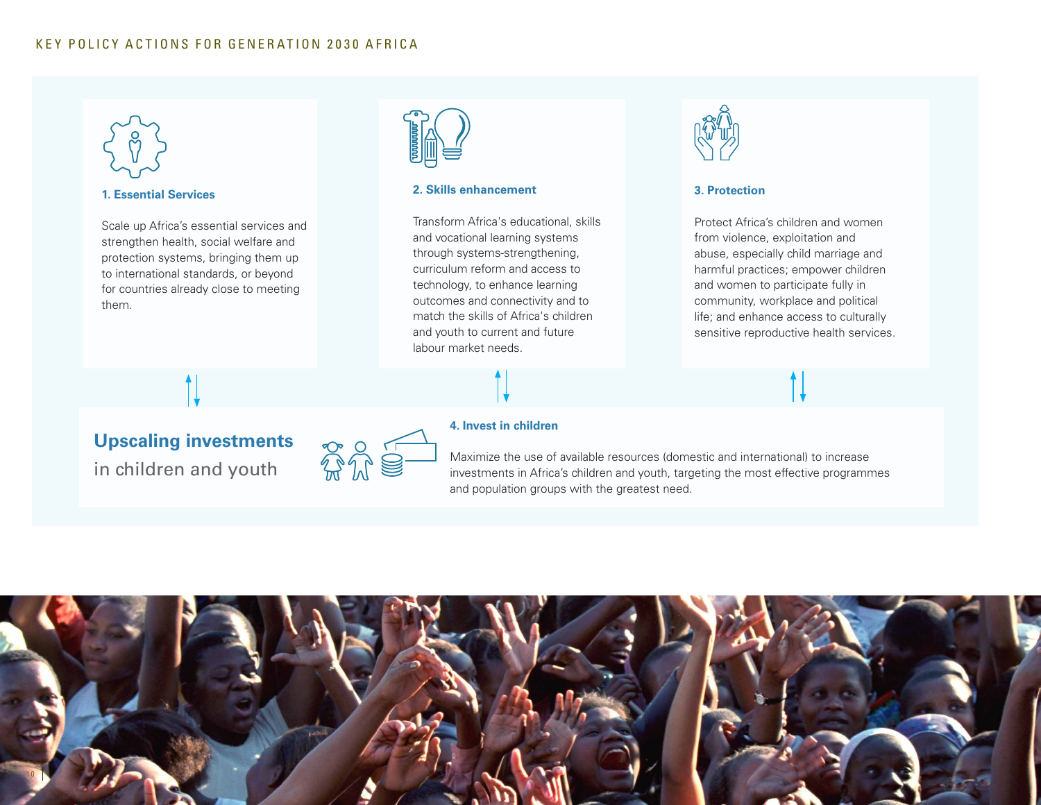# KEY POLICY ACTIONS FOR GENERATION 2030 AFRICA

### 1. Essential Services

Scale up Africa's essential services and strengthen health, social welfare and protection systems, bringing them up to international standards, or beyond for countries already close to meeting them.

### 2. Skills enhancement

Transform Africa's educational, skills and vocational learning systems through systems-strengthening, curriculum reform and access to technology, to enhance learning outcomes and connectivity and to match the skills of Africa's children and youth to current and future labour market needs.

### 3. Protection

Protect Africa's children and women from violence, exploitation and abuse, especially child marriage and harmful practices; empower children and women to participate fully in community, workplace and political life; and enhance access to culturally sensitive reproductive health services.

## Upscaling investments in children and youth

### 4. Invest in children

Maximize the use of available resources (domestic and international) to increase investments in Africa's children and youth, targeting the most effective programmes and population groups with the greatest need.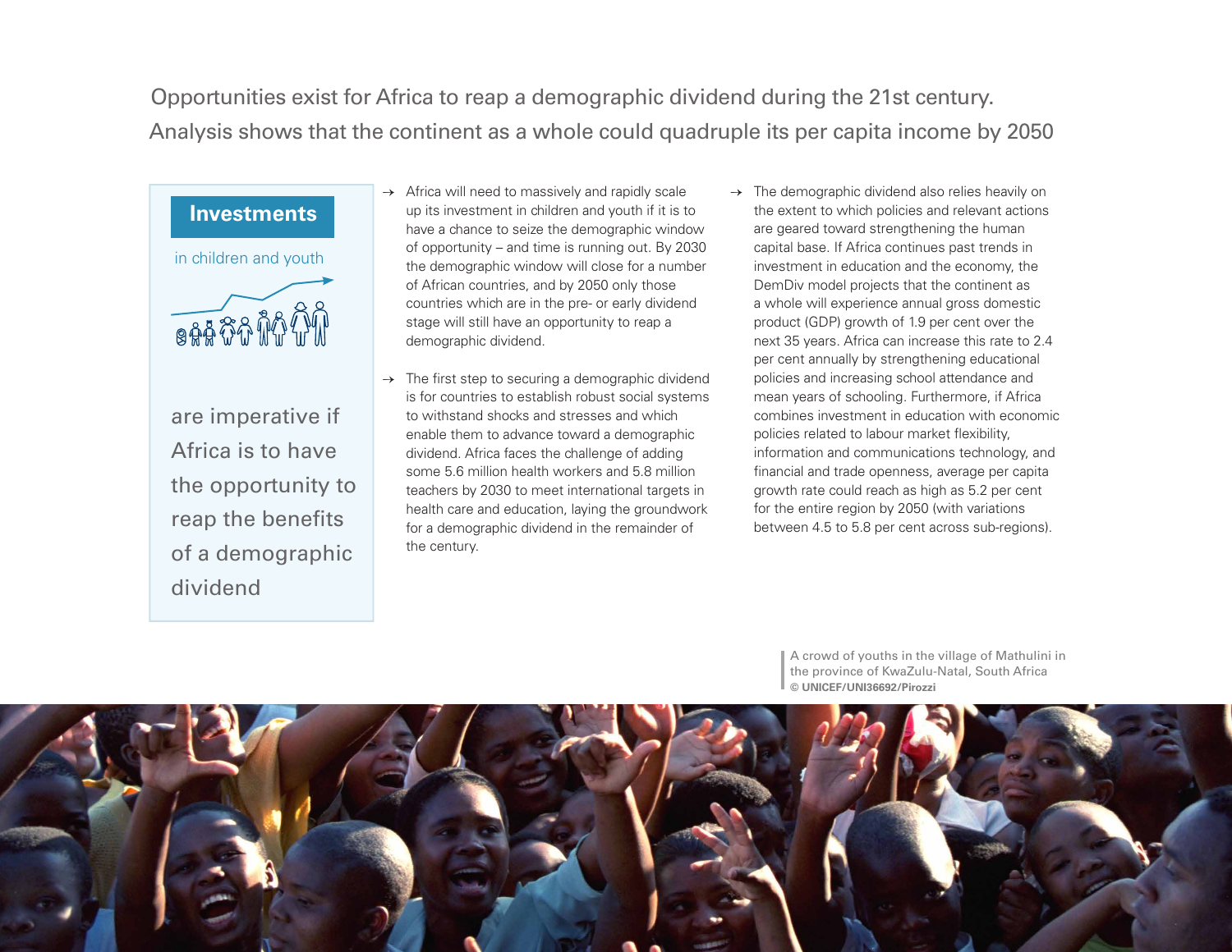Opportunities exist for Africa to reap a demographic dividend during the 21st century. Analysis shows that the continent as a whole could quadruple its per capita income by 2050

**Investments**

in children and youth

are imperative if Africa is to have the opportunity to reap the benefits of a demographic dividend

→ Africa will need to massively and rapidly scale up its investment in children and youth if it is to have a chance to seize the demographic window of opportunity – and time is running out. By 2030 the demographic window will close for a number of African countries, and by 2050 only those countries which are in the pre- or early dividend stage will still have an opportunity to reap a demographic dividend.

→ The first step to securing a demographic dividend is for countries to establish robust social systems to withstand shocks and stresses and which enable them to advance toward a demographic dividend. Africa faces the challenge of adding some 5.6 million health workers and 5.8 million teachers by 2030 to meet international targets in health care and education, laying the groundwork for a demographic dividend in the remainder of the century.

→ The demographic dividend also relies heavily on the extent to which policies and relevant actions are geared toward strengthening the human capital base. If Africa continues past trends in investment in education and the economy, the DemDiv model projects that the continent as a whole will experience annual gross domestic product (GDP) growth of 1.9 per cent over the next 35 years. Africa can increase this rate to 2.4 per cent annually by strengthening educational policies and increasing school attendance and mean years of schooling. Furthermore, if Africa combines investment in education with economic policies related to labour market flexibility, information and communications technology, and financial and trade openness, average per capita growth rate could reach as high as 5.2 per cent for the entire region by 2050 (with variations between 4.5 to 5.8 per cent across sub-regions).

A crowd of youths in the village of Mathulini in the province of KwaZulu-Natal, South Africa
**© UNICEF/UNI36692/Pirozzi**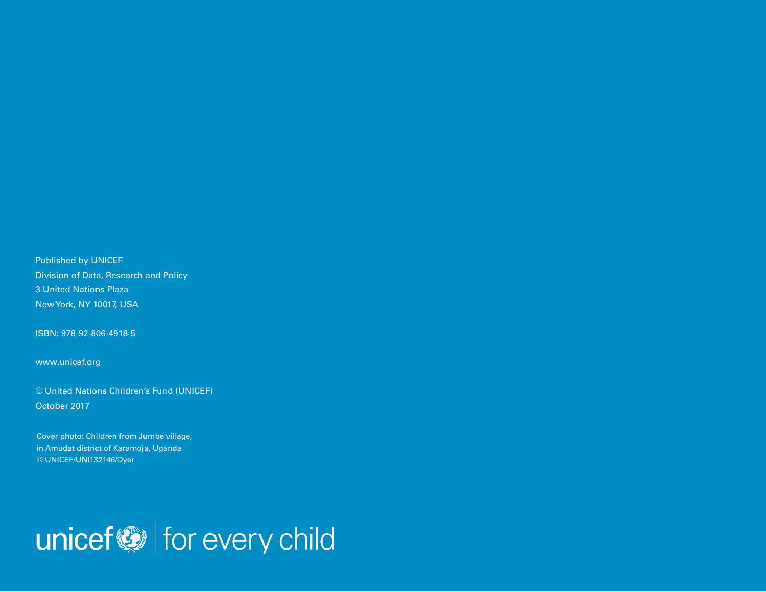Published by UNICEF
Division of Data, Research and Policy
3 United Nations Plaza
New York, NY 10017, USA

ISBN: 978-92-806-4918-5

www.unicef.org

© United Nations Children's Fund (UNICEF)
October 2017

Cover photo: Children from Jumbe village,
in Amudat district of Karamoja, Uganda
© UNICEF/UNI132146/Dyer

unicef | for every child